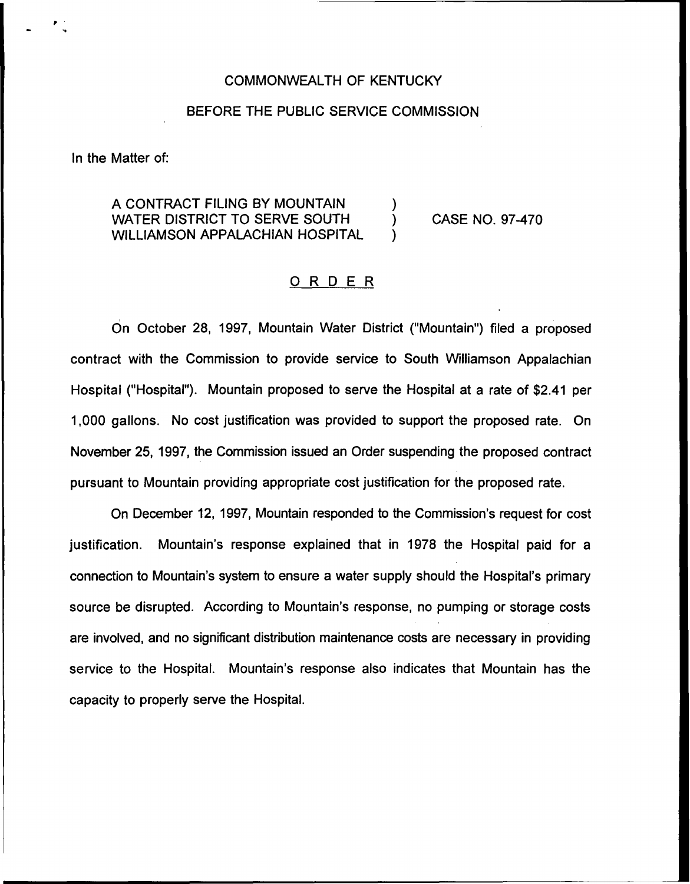COMMONWEALTH OF KENTUCKY

BEFORE THE PUBLIC SERVICE COMMISSION

In the Matter of:

A CONTRACT FILING BY MOUNTAIN WATER DISTRICT TO SERVE SOUTH WILLIAMSON APPALACHIAN HOSPITAL ) CASE NO. 97-470

## ORDER

On October 28, 1997, Mountain Water District ("Mountain") filed a proposed contract with the Commission to provide service to South Williamson Appalachian Hospital ("Hospital"). Mountain proposed to serve the Hospital at a rate of $2.41 per 1,000 gallons. No cost justification was provided to support the proposed rate. On November 25, 1997, the Commission issued an Order suspending the proposed contract pursuant to Mountain providing appropriate cost justification for the proposed rate.

On December 12, 1997, Mountain responded to the Commission's request for cost justification. Mountain's response explained that in 1978 the Hospital paid for a connection to Mountain's system to ensure a water supply should the Hospital's primary source be disrupted. According to Mountain's response, no pumping or storage costs are involved, and no significant distribution maintenance costs are necessary in providing service to the Hospital. Mountain's response also indicates that Mountain has the capacity to properly serve the Hospital.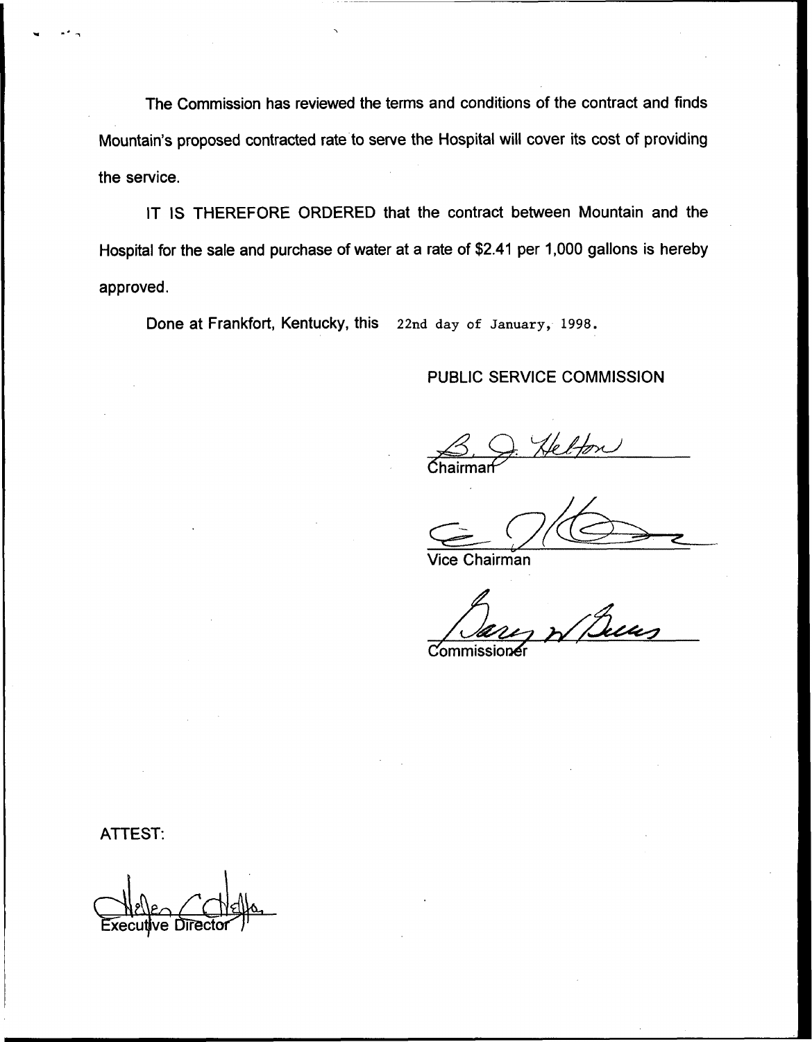The Commission has reviewed the terms and conditions of the contract and finds Mountain's proposed contracted rate to serve the Hospital will cover its cost of providing the service.

IT IS THEREFORE ORDERED that the contract between Mountain and the Hospital for the sale and purchase of water at a rate of $2.41 per 1,000 gallons is hereby approved.

Done at Frankfort, Kentucky, this 22nd day of January, 1998.

PUBLIC SERVICE COMMISSION

Chairman

Vice Chairman

Commissioner

ATTEST:

Executive Director